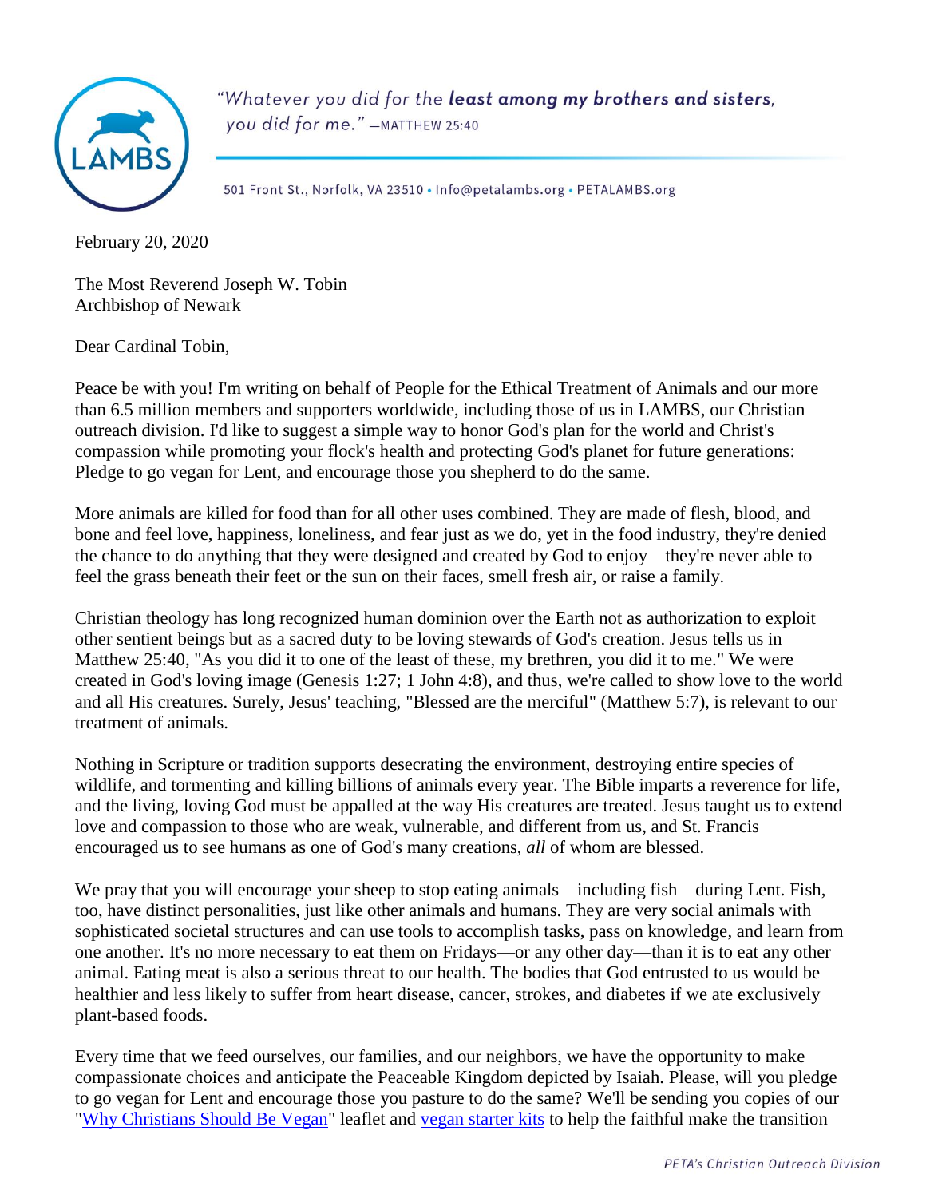LAMBS

*"Whatever you did for the* ***least among my brothers and sisters****, you did for me."* —MATTHEW 25:40

501 Front St., Norfolk, VA 23510 • Info@petalambs.org • PETALAMBS.org

February 20, 2020

The Most Reverend Joseph W. Tobin
Archbishop of Newark

Dear Cardinal Tobin,

Peace be with you! I'm writing on behalf of People for the Ethical Treatment of Animals and our more than 6.5 million members and supporters worldwide, including those of us in LAMBS, our Christian outreach division. I'd like to suggest a simple way to honor God's plan for the world and Christ's compassion while promoting your flock's health and protecting God's planet for future generations: Pledge to go vegan for Lent, and encourage those you shepherd to do the same.

More animals are killed for food than for all other uses combined. They are made of flesh, blood, and bone and feel love, happiness, loneliness, and fear just as we do, yet in the food industry, they're denied the chance to do anything that they were designed and created by God to enjoy—they're never able to feel the grass beneath their feet or the sun on their faces, smell fresh air, or raise a family.

Christian theology has long recognized human dominion over the Earth not as authorization to exploit other sentient beings but as a sacred duty to be loving stewards of God's creation. Jesus tells us in Matthew 25:40, "As you did it to one of the least of these, my brethren, you did it to me." We were created in God's loving image (Genesis 1:27; 1 John 4:8), and thus, we're called to show love to the world and all His creatures. Surely, Jesus' teaching, "Blessed are the merciful" (Matthew 5:7), is relevant to our treatment of animals.

Nothing in Scripture or tradition supports desecrating the environment, destroying entire species of wildlife, and tormenting and killing billions of animals every year. The Bible imparts a reverence for life, and the living, loving God must be appalled at the way His creatures are treated. Jesus taught us to extend love and compassion to those who are weak, vulnerable, and different from us, and St. Francis encouraged us to see humans as one of God's many creations, *all* of whom are blessed.

We pray that you will encourage your sheep to stop eating animals—including fish—during Lent. Fish, too, have distinct personalities, just like other animals and humans. They are very social animals with sophisticated societal structures and can use tools to accomplish tasks, pass on knowledge, and learn from one another. It's no more necessary to eat them on Fridays—or any other day—than it is to eat any other animal. Eating meat is also a serious threat to our health. The bodies that God entrusted to us would be healthier and less likely to suffer from heart disease, cancer, strokes, and diabetes if we ate exclusively plant-based foods.

Every time that we feed ourselves, our families, and our neighbors, we have the opportunity to make compassionate choices and anticipate the Peaceable Kingdom depicted by Isaiah. Please, will you pledge to go vegan for Lent and encourage those you pasture to do the same? We'll be sending you copies of our "Why Christians Should Be Vegan" leaflet and vegan starter kits to help the faithful make the transition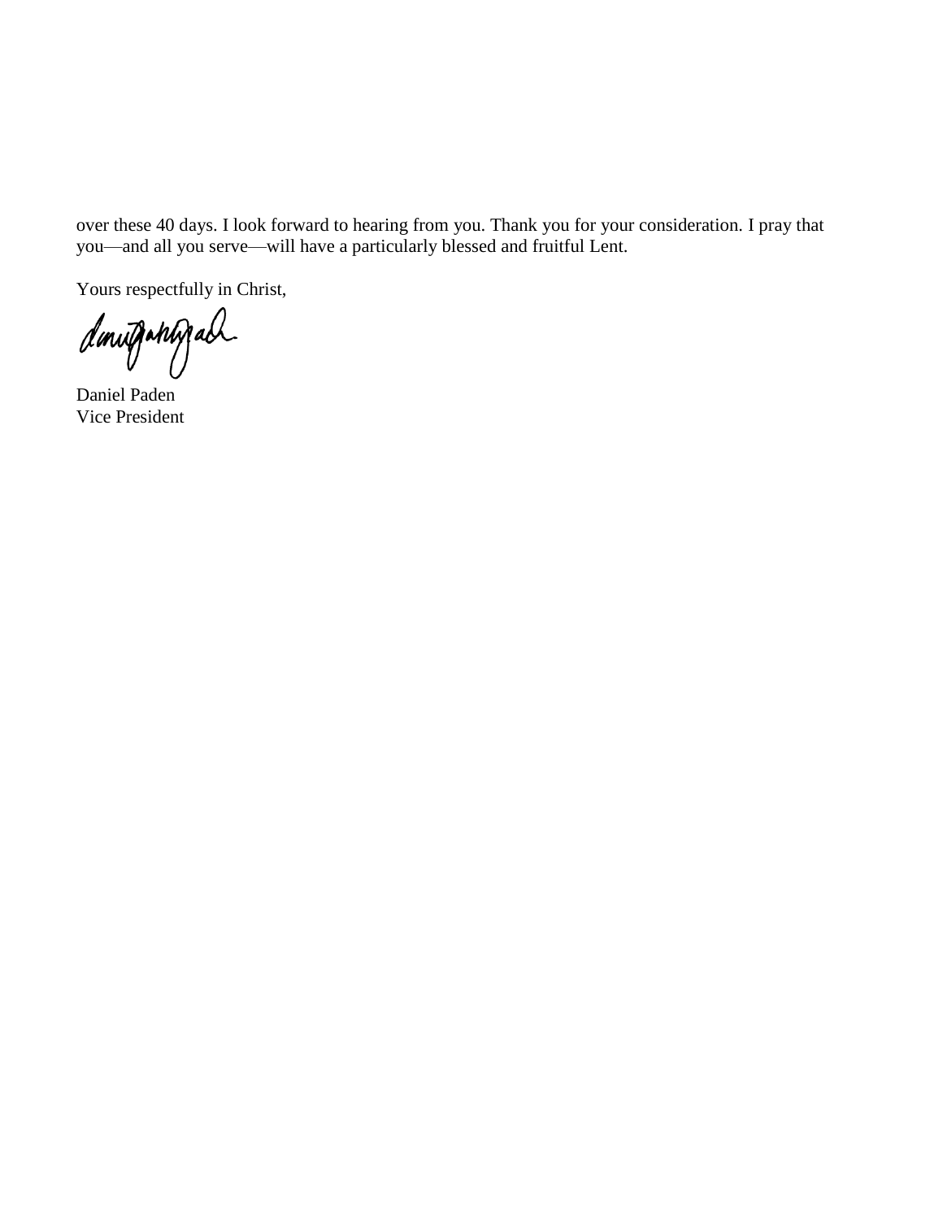over these 40 days. I look forward to hearing from you. Thank you for your consideration. I pray that you—and all you serve—will have a particularly blessed and fruitful Lent.

Yours respectfully in Christ,

Daniel Paden
Vice President